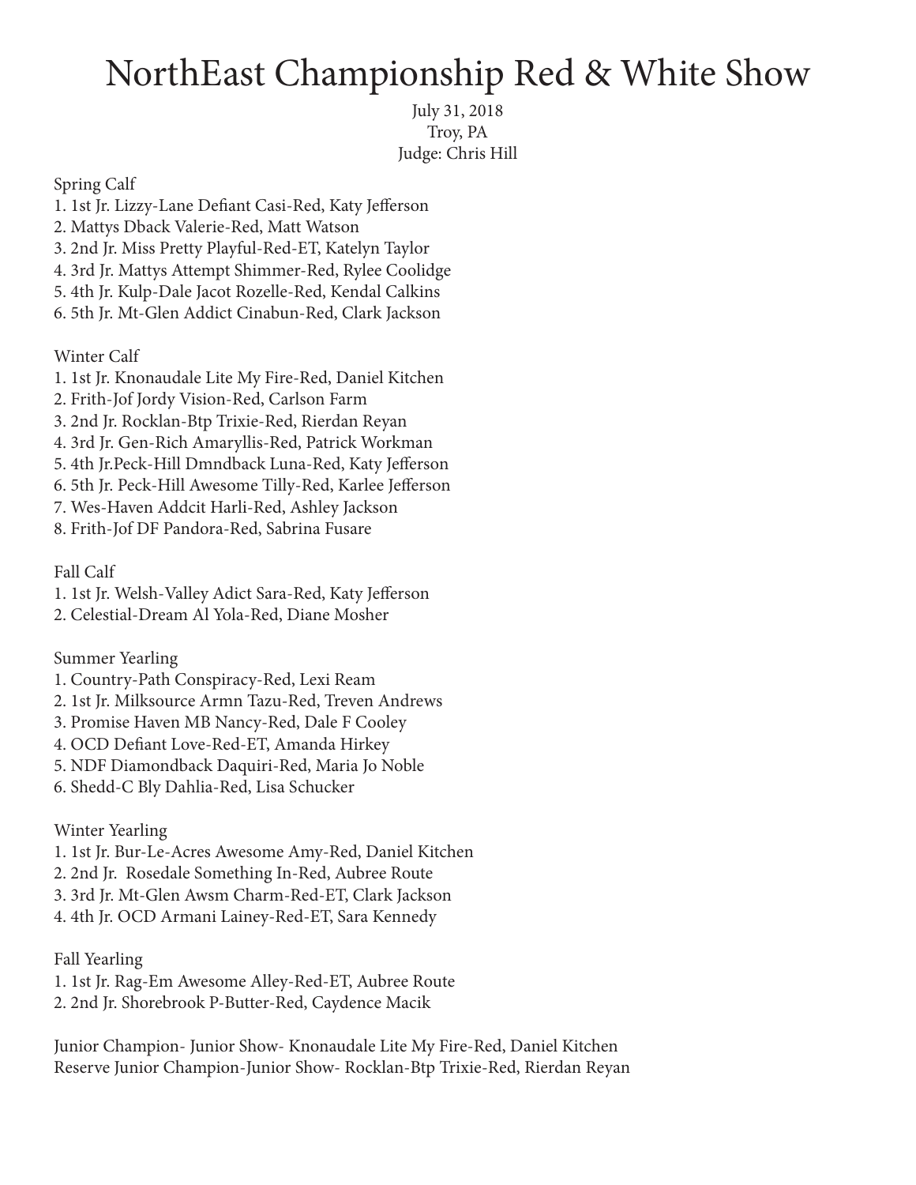# NorthEast Championship Red & White Show

July 31, 2018
Troy, PA
Judge: Chris Hill

Spring Calf
1. 1st Jr. Lizzy-Lane Defiant Casi-Red, Katy Jefferson
2. Mattys Dback Valerie-Red, Matt Watson
3. 2nd Jr. Miss Pretty Playful-Red-ET, Katelyn Taylor
4. 3rd Jr. Mattys Attempt Shimmer-Red, Rylee Coolidge
5. 4th Jr. Kulp-Dale Jacot Rozelle-Red, Kendal Calkins
6. 5th Jr. Mt-Glen Addict Cinabun-Red, Clark Jackson

Winter Calf
1. 1st Jr. Knonaudale Lite My Fire-Red, Daniel Kitchen
2. Frith-Jof Jordy Vision-Red, Carlson Farm
3. 2nd Jr. Rocklan-Btp Trixie-Red, Rierdan Reyan
4. 3rd Jr. Gen-Rich Amaryllis-Red, Patrick Workman
5. 4th Jr.Peck-Hill Dmndback Luna-Red, Katy Jefferson
6. 5th Jr. Peck-Hill Awesome Tilly-Red, Karlee Jefferson
7. Wes-Haven Addcit Harli-Red, Ashley Jackson
8. Frith-Jof DF Pandora-Red, Sabrina Fusare

Fall Calf
1. 1st Jr. Welsh-Valley Adict Sara-Red, Katy Jefferson
2. Celestial-Dream Al Yola-Red, Diane Mosher

Summer Yearling
1. Country-Path Conspiracy-Red, Lexi Ream
2. 1st Jr. Milksource Armn Tazu-Red, Treven Andrews
3. Promise Haven MB Nancy-Red, Dale F Cooley
4. OCD Defiant Love-Red-ET, Amanda Hirkey
5. NDF Diamondback Daquiri-Red, Maria Jo Noble
6. Shedd-C Bly Dahlia-Red, Lisa Schucker

Winter Yearling
1. 1st Jr. Bur-Le-Acres Awesome Amy-Red, Daniel Kitchen
2. 2nd Jr. Rosedale Something In-Red, Aubree Route
3. 3rd Jr. Mt-Glen Awsm Charm-Red-ET, Clark Jackson
4. 4th Jr. OCD Armani Lainey-Red-ET, Sara Kennedy

Fall Yearling
1. 1st Jr. Rag-Em Awesome Alley-Red-ET, Aubree Route
2. 2nd Jr. Shorebrook P-Butter-Red, Caydence Macik

Junior Champion- Junior Show- Knonaudale Lite My Fire-Red, Daniel Kitchen
Reserve Junior Champion-Junior Show- Rocklan-Btp Trixie-Red, Rierdan Reyan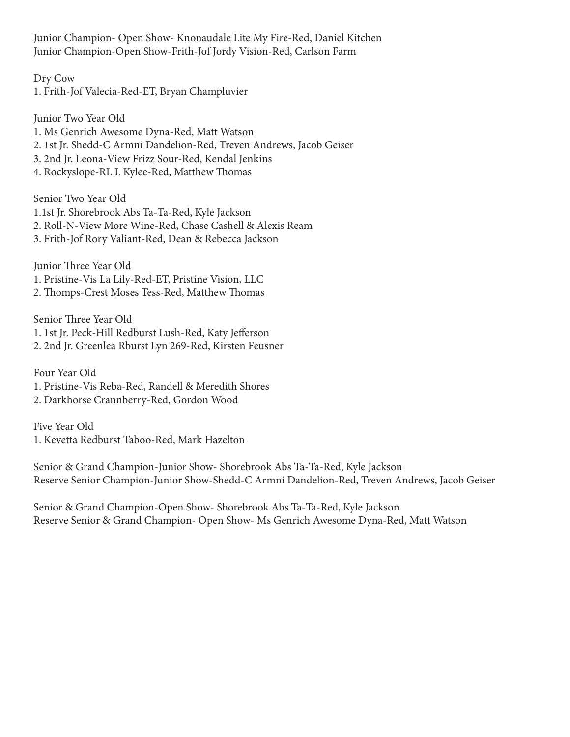Junior Champion- Open Show- Knonaudale Lite My Fire-Red, Daniel Kitchen
Junior Champion-Open Show-Frith-Jof Jordy Vision-Red, Carlson Farm

Dry Cow
1. Frith-Jof Valecia-Red-ET, Bryan Champluvier

Junior Two Year Old
1. Ms Genrich Awesome Dyna-Red, Matt Watson
2. 1st Jr. Shedd-C Armni Dandelion-Red, Treven Andrews, Jacob Geiser
3. 2nd Jr. Leona-View Frizz Sour-Red, Kendal Jenkins
4. Rockyslope-RL L Kylee-Red, Matthew Thomas

Senior Two Year Old
1.1st Jr. Shorebrook Abs Ta-Ta-Red, Kyle Jackson
2. Roll-N-View More Wine-Red, Chase Cashell & Alexis Ream
3. Frith-Jof Rory Valiant-Red, Dean & Rebecca Jackson

Junior Three Year Old
1. Pristine-Vis La Lily-Red-ET, Pristine Vision, LLC
2. Thomps-Crest Moses Tess-Red, Matthew Thomas

Senior Three Year Old
1. 1st Jr. Peck-Hill Redburst Lush-Red, Katy Jefferson
2. 2nd Jr. Greenlea Rburst Lyn 269-Red, Kirsten Feusner

Four Year Old
1. Pristine-Vis Reba-Red, Randell & Meredith Shores
2. Darkhorse Crannberry-Red, Gordon Wood

Five Year Old
1. Kevetta Redburst Taboo-Red, Mark Hazelton

Senior & Grand Champion-Junior Show- Shorebrook Abs Ta-Ta-Red, Kyle Jackson
Reserve Senior Champion-Junior Show-Shedd-C Armni Dandelion-Red, Treven Andrews, Jacob Geiser

Senior & Grand Champion-Open Show- Shorebrook Abs Ta-Ta-Red, Kyle Jackson
Reserve Senior & Grand Champion- Open Show- Ms Genrich Awesome Dyna-Red, Matt Watson